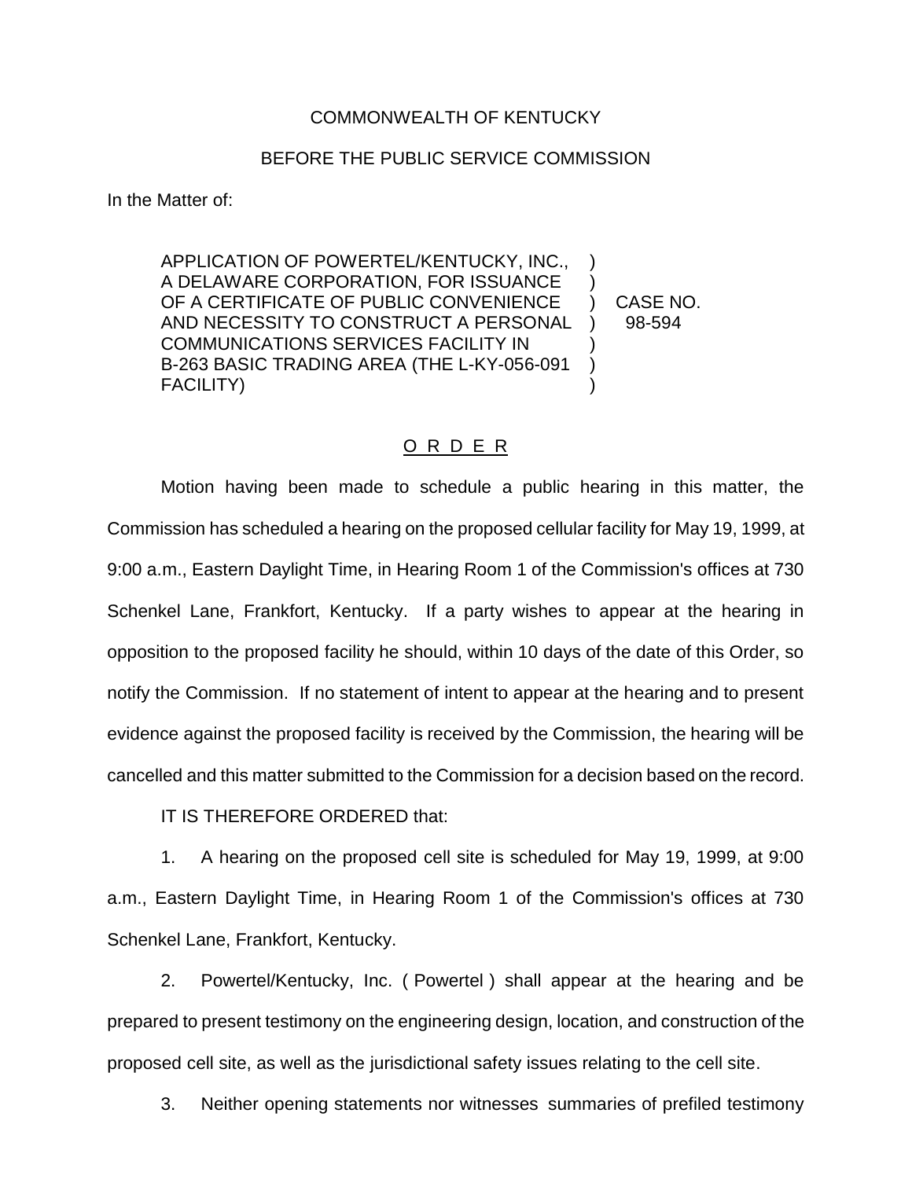COMMONWEALTH OF KENTUCKY

BEFORE THE PUBLIC SERVICE COMMISSION

In the Matter of:

APPLICATION OF POWERTEL/KENTUCKY, INC., A DELAWARE CORPORATION, FOR ISSUANCE OF A CERTIFICATE OF PUBLIC CONVENIENCE AND NECESSITY TO CONSTRUCT A PERSONAL COMMUNICATIONS SERVICES FACILITY IN B-263 BASIC TRADING AREA (THE L-KY-056-091 FACILITY) ) CASE NO. 98-594

O R D E R

Motion having been made to schedule a public hearing in this matter, the Commission has scheduled a hearing on the proposed cellular facility for May 19, 1999, at 9:00 a.m., Eastern Daylight Time, in Hearing Room 1 of the Commission's offices at 730 Schenkel Lane, Frankfort, Kentucky. If a party wishes to appear at the hearing in opposition to the proposed facility he should, within 10 days of the date of this Order, so notify the Commission. If no statement of intent to appear at the hearing and to present evidence against the proposed facility is received by the Commission, the hearing will be cancelled and this matter submitted to the Commission for a decision based on the record.

IT IS THEREFORE ORDERED that:

1. A hearing on the proposed cell site is scheduled for May 19, 1999, at 9:00 a.m., Eastern Daylight Time, in Hearing Room 1 of the Commission's offices at 730 Schenkel Lane, Frankfort, Kentucky.

2. Powertel/Kentucky, Inc. ( Powertel ) shall appear at the hearing and be prepared to present testimony on the engineering design, location, and construction of the proposed cell site, as well as the jurisdictional safety issues relating to the cell site.

3. Neither opening statements nor witnesses summaries of prefiled testimony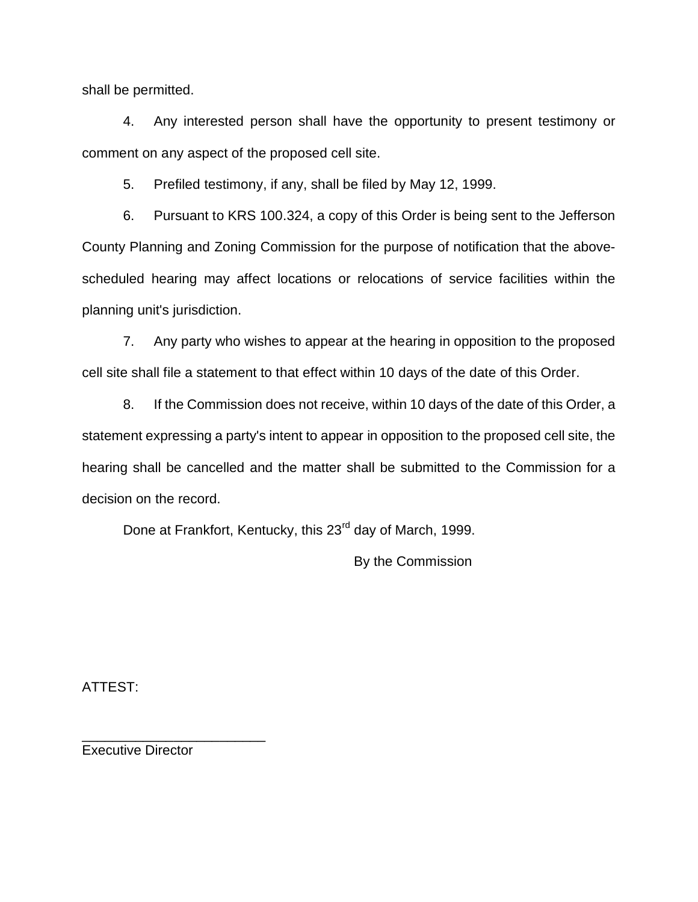shall be permitted.

4. Any interested person shall have the opportunity to present testimony or comment on any aspect of the proposed cell site.

5. Prefiled testimony, if any, shall be filed by May 12, 1999.

6. Pursuant to KRS 100.324, a copy of this Order is being sent to the Jefferson County Planning and Zoning Commission for the purpose of notification that the above-scheduled hearing may affect locations or relocations of service facilities within the planning unit's jurisdiction.

7. Any party who wishes to appear at the hearing in opposition to the proposed cell site shall file a statement to that effect within 10 days of the date of this Order.

8. If the Commission does not receive, within 10 days of the date of this Order, a statement expressing a party's intent to appear in opposition to the proposed cell site, the hearing shall be cancelled and the matter shall be submitted to the Commission for a decision on the record.

Done at Frankfort, Kentucky, this 23rd day of March, 1999.

By the Commission

ATTEST:

\_\_\_\_\_\_\_\_\_\_\_\_\_\_\_\_\_\_\_\_\_\_\_\_

Executive Director